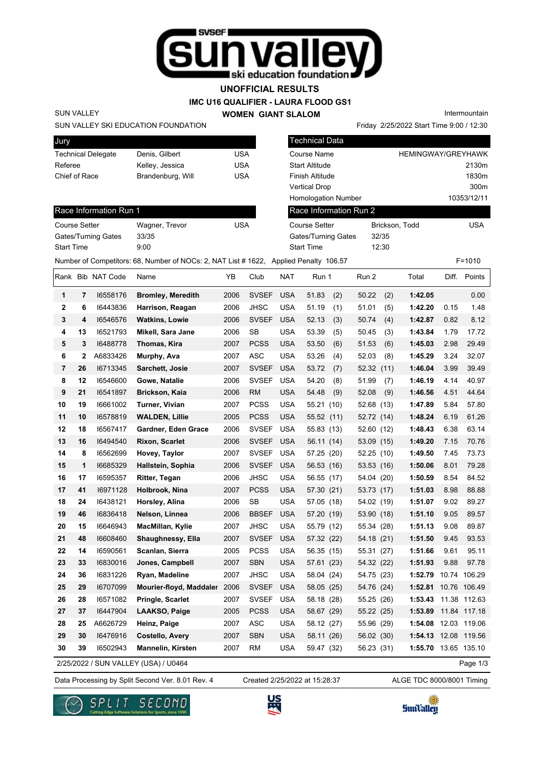# UNOFFICIAL RESULTS

## IMC U16 QUALIFIER - LAURA FLOOD GS1

## WOMEN GIANT SLALOM

SUN VALLEY

SUN VALLEY SKI EDUCATION FOUNDATION

Intermountain

Friday 2/25/2022 Start Time 9:00 / 12:30

| Jury | | |
|---|---|---|
| Technical Delegate | Denis, Gilbert | USA |
| Referee | Kelley, Jessica | USA |
| Chief of Race | Brandenburg, Will | USA |

| Technical Data | |
|---|---|
| Course Name | HEMINGWAY/GREYHAWK |
| Start Altitude | 2130m |
| Finish Altitude | 1830m |
| Vertical Drop | 300m |
| Homologation Number | 10353/12/11 |

| Race Information Run 1 | | |
|---|---|---|
| Course Setter | Wagner, Trevor | USA |
| Gates/Turning Gates | 33/35 | |
| Start Time | 9:00 | |

| Race Information Run 2 | | |
|---|---|---|
| Course Setter | Brickson, Todd | USA |
| Gates/Turning Gates | 32/35 | |
| Start Time | 12:30 | |

Number of Competitors: 68, Number of NOCs: 2, NAT List # 1622, Applied Penalty 106.57 F=1010

| Rank | Bib | NAT Code | Name | YB | Club | NAT | Run 1 | Run 2 | Total | Diff. | Points |
|---|---|---|---|---|---|---|---|---|---|---|---|
| 1 | 7 | I6558176 | **Bromley, Meredith** | 2006 | SVSEF | USA | 51.83 (2) | 50.22 (2) | **1:42.05** | | 0.00 |
| 2 | 6 | I6443836 | **Harrison, Reagan** | 2006 | JHSC | USA | 51.19 (1) | 51.01 (5) | **1:42.20** | 0.15 | 1.48 |
| 3 | 4 | I6546576 | **Watkins, Lowie** | 2006 | SVSEF | USA | 52.13 (3) | 50.74 (4) | **1:42.87** | 0.82 | 8.12 |
| 4 | 13 | I6521793 | **Mikell, Sara Jane** | 2006 | SB | USA | 53.39 (5) | 50.45 (3) | **1:43.84** | 1.79 | 17.72 |
| 5 | 3 | I6488778 | **Thomas, Kira** | 2007 | PCSS | USA | 53.50 (6) | 51.53 (6) | **1:45.03** | 2.98 | 29.49 |
| 6 | 2 | A6833426 | **Murphy, Ava** | 2007 | ASC | USA | 53.26 (4) | 52.03 (8) | **1:45.29** | 3.24 | 32.07 |
| 7 | 26 | I6713345 | **Sarchett, Josie** | 2007 | SVSEF | USA | 53.72 (7) | 52.32 (11) | **1:46.04** | 3.99 | 39.49 |
| 8 | 12 | I6546600 | **Gowe, Natalie** | 2006 | SVSEF | USA | 54.20 (8) | 51.99 (7) | **1:46.19** | 4.14 | 40.97 |
| 9 | 21 | I6541897 | **Brickson, Kaia** | 2006 | RM | USA | 54.48 (9) | 52.08 (9) | **1:46.56** | 4.51 | 44.64 |
| 10 | 19 | I6661002 | **Turner, Vivian** | 2007 | PCSS | USA | 55.21 (10) | 52.68 (13) | **1:47.89** | 5.84 | 57.80 |
| 11 | 10 | I6578819 | **WALDEN, Lillie** | 2005 | PCSS | USA | 55.52 (11) | 52.72 (14) | **1:48.24** | 6.19 | 61.26 |
| 12 | 18 | I6567417 | **Gardner, Eden Grace** | 2006 | SVSEF | USA | 55.83 (13) | 52.60 (12) | **1:48.43** | 6.38 | 63.14 |
| 13 | 16 | I6494540 | **Rixon, Scarlet** | 2006 | SVSEF | USA | 56.11 (14) | 53.09 (15) | **1:49.20** | 7.15 | 70.76 |
| 14 | 8 | I6562699 | **Hovey, Taylor** | 2007 | SVSEF | USA | 57.25 (20) | 52.25 (10) | **1:49.50** | 7.45 | 73.73 |
| 15 | 1 | I6685329 | **Hallstein, Sophia** | 2006 | SVSEF | USA | 56.53 (16) | 53.53 (16) | **1:50.06** | 8.01 | 79.28 |
| 16 | 17 | I6595357 | **Ritter, Tegan** | 2006 | JHSC | USA | 56.55 (17) | 54.04 (20) | **1:50.59** | 8.54 | 84.52 |
| 17 | 41 | I6971128 | **Holbrook, Nina** | 2007 | PCSS | USA | 57.30 (21) | 53.73 (17) | **1:51.03** | 8.98 | 88.88 |
| 18 | 24 | I6438121 | **Horsley, Alina** | 2006 | SB | USA | 57.05 (18) | 54.02 (19) | **1:51.07** | 9.02 | 89.27 |
| 19 | 46 | I6836418 | **Nelson, Linnea** | 2006 | BBSEF | USA | 57.20 (19) | 53.90 (18) | **1:51.10** | 9.05 | 89.57 |
| 20 | 15 | I6646943 | **MacMillan, Kylie** | 2007 | JHSC | USA | 55.79 (12) | 55.34 (28) | **1:51.13** | 9.08 | 89.87 |
| 21 | 48 | I6608460 | **Shaughnessy, Ella** | 2007 | SVSEF | USA | 57.32 (22) | 54.18 (21) | **1:51.50** | 9.45 | 93.53 |
| 22 | 14 | I6590561 | **Scanlan, Sierra** | 2005 | PCSS | USA | 56.35 (15) | 55.31 (27) | **1:51.66** | 9.61 | 95.11 |
| 23 | 33 | I6830016 | **Jones, Campbell** | 2007 | SBN | USA | 57.61 (23) | 54.32 (22) | **1:51.93** | 9.88 | 97.78 |
| 24 | 36 | I6831226 | **Ryan, Madeline** | 2007 | JHSC | USA | 58.04 (24) | 54.75 (23) | **1:52.79** | 10.74 | 106.29 |
| 25 | 29 | I6707099 | **Mourier-floyd, Maddaler** | 2006 | SVSEF | USA | 58.05 (25) | 54.76 (24) | **1:52.81** | 10.76 | 106.49 |
| 26 | 28 | I6571082 | **Pringle, Scarlet** | 2007 | SVSEF | USA | 58.18 (28) | 55.25 (26) | **1:53.43** | 11.38 | 112.63 |
| 27 | 37 | I6447904 | **LAAKSO, Paige** | 2005 | PCSS | USA | 58.67 (29) | 55.22 (25) | **1:53.89** | 11.84 | 117.18 |
| 28 | 25 | A6626729 | **Heinz, Paige** | 2007 | ASC | USA | 58.12 (27) | 55.96 (29) | **1:54.08** | 12.03 | 119.06 |
| 29 | 30 | I6476916 | **Costello, Avery** | 2007 | SBN | USA | 58.11 (26) | 56.02 (30) | **1:54.13** | 12.08 | 119.56 |
| 30 | 39 | I6502943 | **Mannelin, Kirsten** | 2007 | RM | USA | 59.47 (32) | 56.23 (31) | **1:55.70** | 13.65 | 135.10 |

2/25/2022 / SUN VALLEY (USA) / U0464

Data Processing by Split Second Ver. 8.01 Rev. 4 Created 2/25/2022 at 15:28:37 ALGE TDC 8000/8001 Timing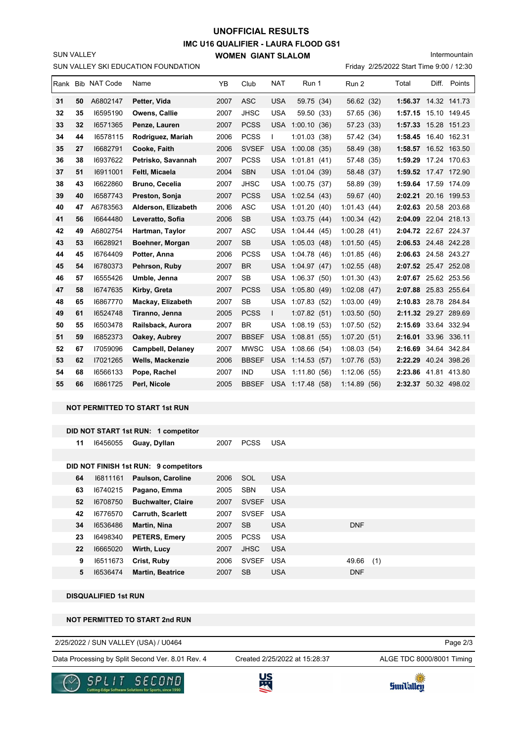# UNOFFICIAL RESULTS

## IMC U16 QUALIFIER - LAURA FLOOD GS1

### WOMEN GIANT SLALOM

SUN VALLEY

SUN VALLEY SKI EDUCATION FOUNDATION

Intermountain

Friday 2/25/2022 Start Time 9:00 / 12:30

| Rank | Bib | NAT Code | Name | YB | Club | NAT | Run 1 | Run 2 | Total | Diff. | Points |
|---|---|---|---|---|---|---|---|---|---|---|---|
| 31 | 50 | A6802147 | Petter, Vida | 2007 | ASC | USA | 59.75 (34) | 56.62 (32) | 1:56.37 | 14.32 | 141.73 |
| 32 | 35 | I6595190 | Owens, Callie | 2007 | JHSC | USA | 59.50 (33) | 57.65 (36) | 1:57.15 | 15.10 | 149.45 |
| 33 | 32 | I6571365 | Penze, Lauren | 2007 | PCSS | USA | 1:00.10 (36) | 57.23 (33) | 1:57.33 | 15.28 | 151.23 |
| 34 | 44 | I6578115 | Rodriguez, Mariah | 2006 | PCSS | I | 1:01.03 (38) | 57.42 (34) | 1:58.45 | 16.40 | 162.31 |
| 35 | 27 | I6682791 | Cooke, Faith | 2006 | SVSEF | USA | 1:00.08 (35) | 58.49 (38) | 1:58.57 | 16.52 | 163.50 |
| 36 | 38 | I6937622 | Petrisko, Savannah | 2007 | PCSS | USA | 1:01.81 (41) | 57.48 (35) | 1:59.29 | 17.24 | 170.63 |
| 37 | 51 | I6911001 | Feltl, Micaela | 2004 | SBN | USA | 1:01.04 (39) | 58.48 (37) | 1:59.52 | 17.47 | 172.90 |
| 38 | 43 | I6622860 | Bruno, Cecelia | 2007 | JHSC | USA | 1:00.75 (37) | 58.89 (39) | 1:59.64 | 17.59 | 174.09 |
| 39 | 40 | I6587743 | Preston, Sonja | 2007 | PCSS | USA | 1:02.54 (43) | 59.67 (40) | 2:02.21 | 20.16 | 199.53 |
| 40 | 47 | A6783563 | Alderson, Elizabeth | 2006 | ASC | USA | 1:01.20 (40) | 1:01.43 (44) | 2:02.63 | 20.58 | 203.68 |
| 41 | 56 | I6644480 | Leveratto, Sofia | 2006 | SB | USA | 1:03.75 (44) | 1:00.34 (42) | 2:04.09 | 22.04 | 218.13 |
| 42 | 49 | A6802754 | Hartman, Taylor | 2007 | ASC | USA | 1:04.44 (45) | 1:00.28 (41) | 2:04.72 | 22.67 | 224.37 |
| 43 | 53 | I6628921 | Boehner, Morgan | 2007 | SB | USA | 1:05.03 (48) | 1:01.50 (45) | 2:06.53 | 24.48 | 242.28 |
| 44 | 45 | I6764409 | Potter, Anna | 2006 | PCSS | USA | 1:04.78 (46) | 1:01.85 (46) | 2:06.63 | 24.58 | 243.27 |
| 45 | 54 | I6780373 | Pehrson, Ruby | 2007 | BR | USA | 1:04.97 (47) | 1:02.55 (48) | 2:07.52 | 25.47 | 252.08 |
| 46 | 57 | I6555426 | Umble, Jenna | 2007 | SB | USA | 1:06.37 (50) | 1:01.30 (43) | 2:07.67 | 25.62 | 253.56 |
| 47 | 58 | I6747635 | Kirby, Greta | 2007 | PCSS | USA | 1:05.80 (49) | 1:02.08 (47) | 2:07.88 | 25.83 | 255.64 |
| 48 | 65 | I6867770 | Mackay, Elizabeth | 2007 | SB | USA | 1:07.83 (52) | 1:03.00 (49) | 2:10.83 | 28.78 | 284.84 |
| 49 | 61 | I6524748 | Tiranno, Jenna | 2005 | PCSS | I | 1:07.82 (51) | 1:03.50 (50) | 2:11.32 | 29.27 | 289.69 |
| 50 | 55 | I6503478 | Railsback, Aurora | 2007 | BR | USA | 1:08.19 (53) | 1:07.50 (52) | 2:15.69 | 33.64 | 332.94 |
| 51 | 59 | I6852373 | Oakey, Aubrey | 2007 | BBSEF | USA | 1:08.81 (55) | 1:07.20 (51) | 2:16.01 | 33.96 | 336.11 |
| 52 | 67 | I7059096 | Campbell, Delaney | 2007 | MWSC | USA | 1:08.66 (54) | 1:08.03 (54) | 2:16.69 | 34.64 | 342.84 |
| 53 | 62 | I7021265 | Wells, Mackenzie | 2006 | BBSEF | USA | 1:14.53 (57) | 1:07.76 (53) | 2:22.29 | 40.24 | 398.26 |
| 54 | 68 | I6566133 | Pope, Rachel | 2007 | IND | USA | 1:11.80 (56) | 1:12.06 (55) | 2:23.86 | 41.81 | 413.80 |
| 55 | 66 | I6861725 | Perl, Nicole | 2005 | BBSEF | USA | 1:17.48 (58) | 1:14.89 (56) | 2:32.37 | 50.32 | 498.02 |

**NOT PERMITTED TO START 1st RUN**

**DID NOT START 1st RUN: 1 competitor**

| Bib | NAT Code | Name | YB | Club | NAT |
|---|---|---|---|---|---|
| 11 | I6456055 | Guay, Dyllan | 2007 | PCSS | USA |

**DID NOT FINISH 1st RUN: 9 competitors**

| Bib | NAT Code | Name | YB | Club | NAT | Run 2 |
|---|---|---|---|---|---|---|
| 64 | I6811161 | Paulson, Caroline | 2006 | SOL | USA | |
| 63 | I6740215 | Pagano, Emma | 2005 | SBN | USA | |
| 52 | I6708750 | Buchwalter, Claire | 2007 | SVSEF | USA | |
| 42 | I6776570 | Carruth, Scarlett | 2007 | SVSEF | USA | |
| 34 | I6536486 | Martin, Nina | 2007 | SB | USA | DNF |
| 23 | I6498340 | PETERS, Emery | 2005 | PCSS | USA | |
| 22 | I6665020 | Wirth, Lucy | 2007 | JHSC | USA | |
| 9 | I6511673 | Crist, Ruby | 2006 | SVSEF | USA | 49.66 (1) |
| 5 | I6536474 | Martin, Beatrice | 2007 | SB | USA | DNF |

**DISQUALIFIED 1st RUN**

**NOT PERMITTED TO START 2nd RUN**

2/25/2022 / SUN VALLEY (USA) / U0464

Data Processing by Split Second Ver. 8.01 Rev. 4 — Created 2/25/2022 at 15:28:37 — ALGE TDC 8000/8001 Timing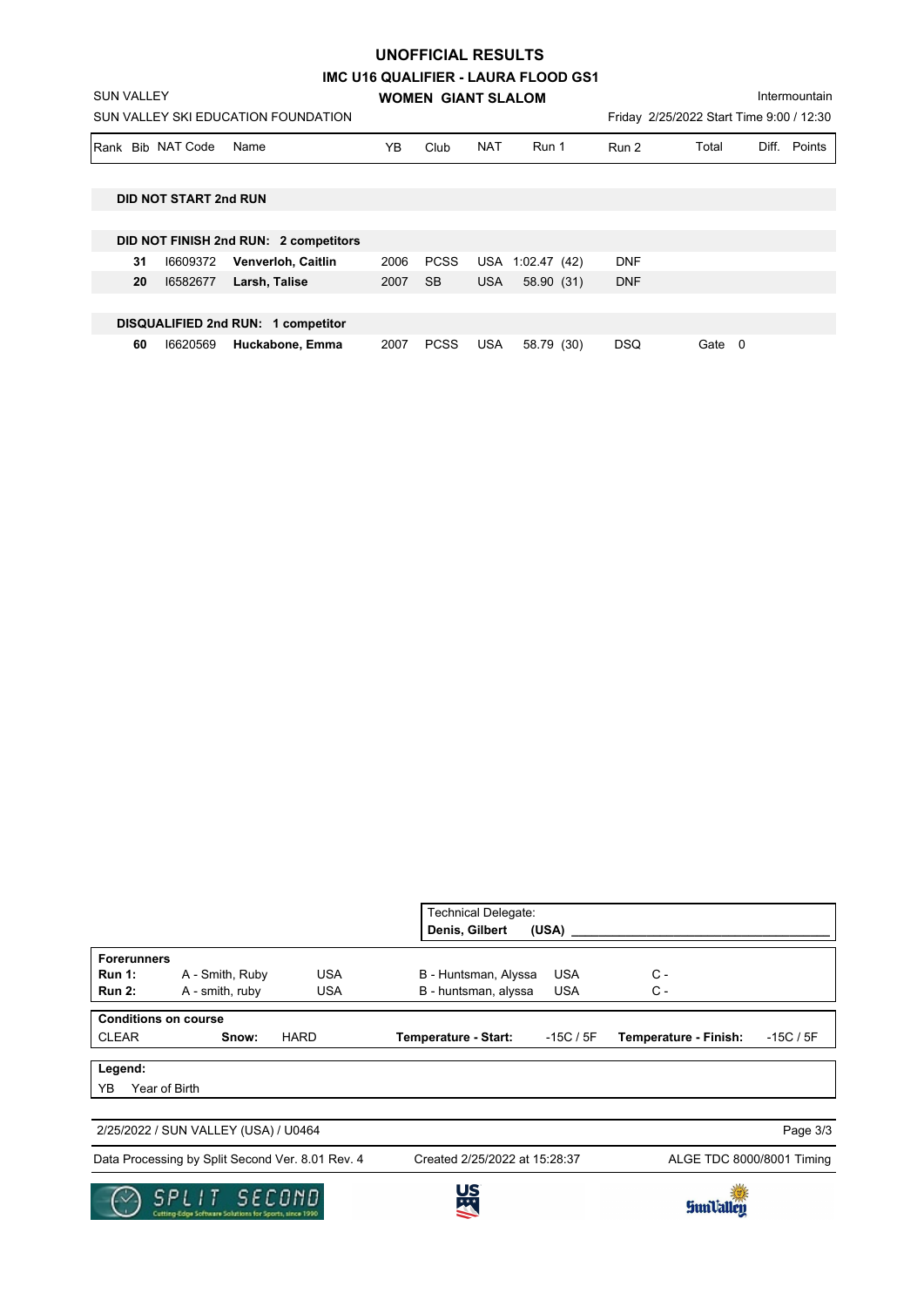# UNOFFICIAL RESULTS

## IMC U16 QUALIFIER - LAURA FLOOD GS1

### WOMEN GIANT SLALOM

SUN VALLEY — Intermountain

SUN VALLEY SKI EDUCATION FOUNDATION — Friday 2/25/2022 Start Time 9:00 / 12:30

| Rank | Bib | NAT Code | Name | YB | Club | NAT | Run 1 | Run 2 | Total | Diff. | Points |
|---|---|---|---|---|---|---|---|---|---|---|---|
| | **DID NOT START 2nd RUN** | | | | | | | | | | |
| | **DID NOT FINISH 2nd RUN: 2 competitors** | | | | | | | | | | |
| | **31** | I6609372 | **Venverloh, Caitlin** | 2006 | PCSS | USA | 1:02.47 (42) | DNF | | | |
| | **20** | I6582677 | **Larsh, Talise** | 2007 | SB | USA | 58.90 (31) | DNF | | | |
| | **DISQUALIFIED 2nd RUN: 1 competitor** | | | | | | | | | | |
| | **60** | I6620569 | **Huckabone, Emma** | 2007 | PCSS | USA | 58.79 (30) | DSQ | Gate 0 | | |

Technical Delegate: **Denis, Gilbert (USA)** ______________________

**Forerunners**

| | | | | | |
|---|---|---|---|---|---|
| **Run 1:** | A - Smith, Ruby | USA | B - Huntsman, Alyssa | USA | C - |
| **Run 2:** | A - smith, ruby | USA | B - huntsman, alyssa | USA | C - |

**Conditions on course**

| | | | | | | |
|---|---|---|---|---|---|---|
| CLEAR | **Snow:** HARD | **Temperature - Start:** | -15C / 5F | **Temperature - Finish:** | -15C / 5F | |

**Legend:**
YB Year of Birth

2/25/2022 / SUN VALLEY (USA) / U0464

Data Processing by Split Second Ver. 8.01 Rev. 4 — Created 2/25/2022 at 15:28:37 — ALGE TDC 8000/8001 Timing